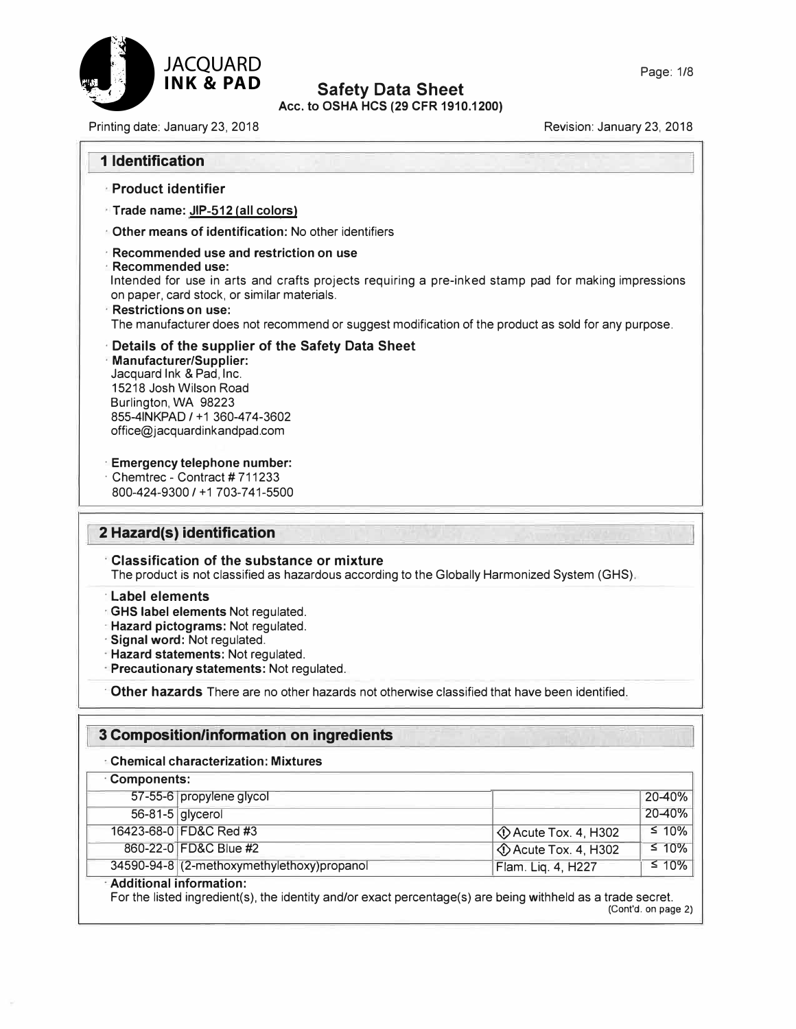JACQUARD INK & PAD

# Safety Data Sheet

**Acc. to OSHA HCS (29 CFR 1910.1200)**

Printing date: January 23, 2018 Revision: January 23, 2018

## 1 Identification

- **Product identifier**
- **Trade name: JIP-512 (all colors)**
- **Other means of identification:** No other identifiers
- **Recommended use and restriction on use**
- **Recommended use:**
  Intended for use in arts and crafts projects requiring a pre-inked stamp pad for making impressions on paper, card stock, or similar materials.
- **Restrictions on use:**
  The manufacturer does not recommend or suggest modification of the product as sold for any purpose.
- **Details of the supplier of the Safety Data Sheet**
- **Manufacturer/Supplier:**
  Jacquard Ink & Pad, Inc.
  15218 Josh Wilson Road
  Burlington, WA 98223
  855-4INKPAD / +1 360-474-3602
  office@jacquardinkandpad.com
- **Emergency telephone number:**
- Chemtrec - Contract # 711233
  800-424-9300 / +1 703-741-5500

## 2 Hazard(s) identification

- **Classification of the substance or mixture**
  The product is not classified as hazardous according to the Globally Harmonized System (GHS).
- **Label elements**
- **GHS label elements** Not regulated.
- **Hazard pictograms:** Not regulated.
- **Signal word:** Not regulated.
- **Hazard statements:** Not regulated.
- **Precautionary statements:** Not regulated.
- **Other hazards** There are no other hazards not otherwise classified that have been identified.

## 3 Composition/information on ingredients

- **Chemical characterization: Mixtures**
- **Components:**

| CAS | Name | Classification | Concentration |
|---|---|---|---|
| 57-55-6 | propylene glycol | | 20-40% |
| 56-81-5 | glycerol | | 20-40% |
| 16423-68-0 | FD&C Red #3 | Acute Tox. 4, H302 | ≤ 10% |
| 860-22-0 | FD&C Blue #2 | Acute Tox. 4, H302 | ≤ 10% |
| 34590-94-8 | (2-methoxymethylethoxy)propanol | Flam. Liq. 4, H227 | ≤ 10% |

- **Additional information:**
  For the listed ingredient(s), the identity and/or exact percentage(s) are being withheld as a trade secret.

(Cont'd. on page 2)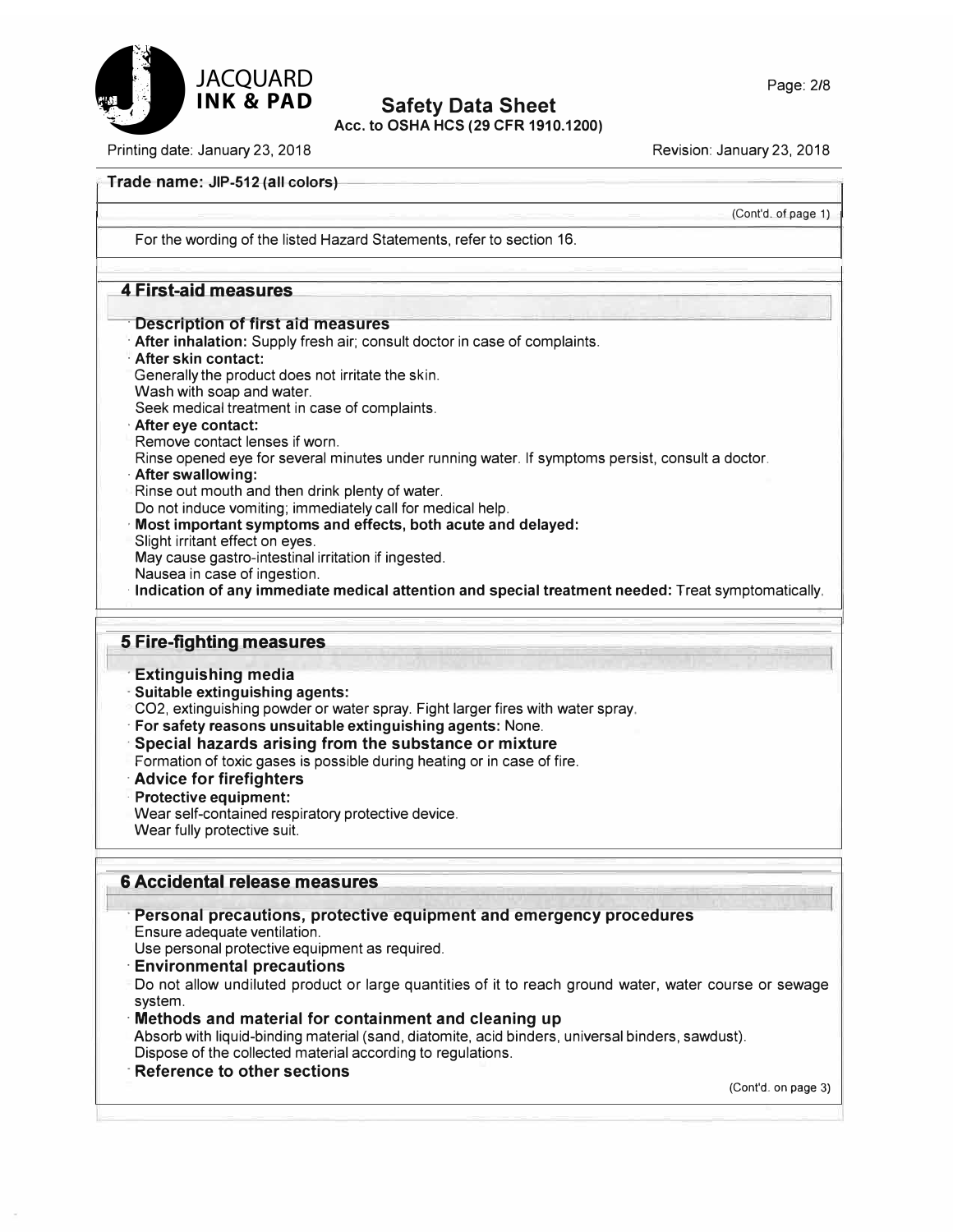**Trade name: JIP-512 (all colors)**

(Cont'd. of page 1)

For the wording of the listed Hazard Statements, refer to section 16.

## 4 First-aid measures

### Description of first aid measures

- **After inhalation:** Supply fresh air; consult doctor in case of complaints.
- **After skin contact:**
  Generally the product does not irritate the skin.
  Wash with soap and water.
  Seek medical treatment in case of complaints.
- **After eye contact:**
  Remove contact lenses if worn.
  Rinse opened eye for several minutes under running water. If symptoms persist, consult a doctor.
- **After swallowing:**
  Rinse out mouth and then drink plenty of water.
  Do not induce vomiting; immediately call for medical help.
- **Most important symptoms and effects, both acute and delayed:**
  Slight irritant effect on eyes.
  May cause gastro-intestinal irritation if ingested.
  Nausea in case of ingestion.
- **Indication of any immediate medical attention and special treatment needed:** Treat symptomatically.

## 5 Fire-fighting measures

### Extinguishing media

- **Suitable extinguishing agents:**
  $CO_2$, extinguishing powder or water spray. Fight larger fires with water spray.
- **For safety reasons unsuitable extinguishing agents:** None.

### Special hazards arising from the substance or mixture

Formation of toxic gases is possible during heating or in case of fire.

### Advice for firefighters

- **Protective equipment:**
  Wear self-contained respiratory protective device.
  Wear fully protective suit.

## 6 Accidental release measures

### Personal precautions, protective equipment and emergency procedures

Ensure adequate ventilation.
Use personal protective equipment as required.

### Environmental precautions

Do not allow undiluted product or large quantities of it to reach ground water, water course or sewage system.

### Methods and material for containment and cleaning up

Absorb with liquid-binding material (sand, diatomite, acid binders, universal binders, sawdust).
Dispose of the collected material according to regulations.

### Reference to other sections

(Cont'd. on page 3)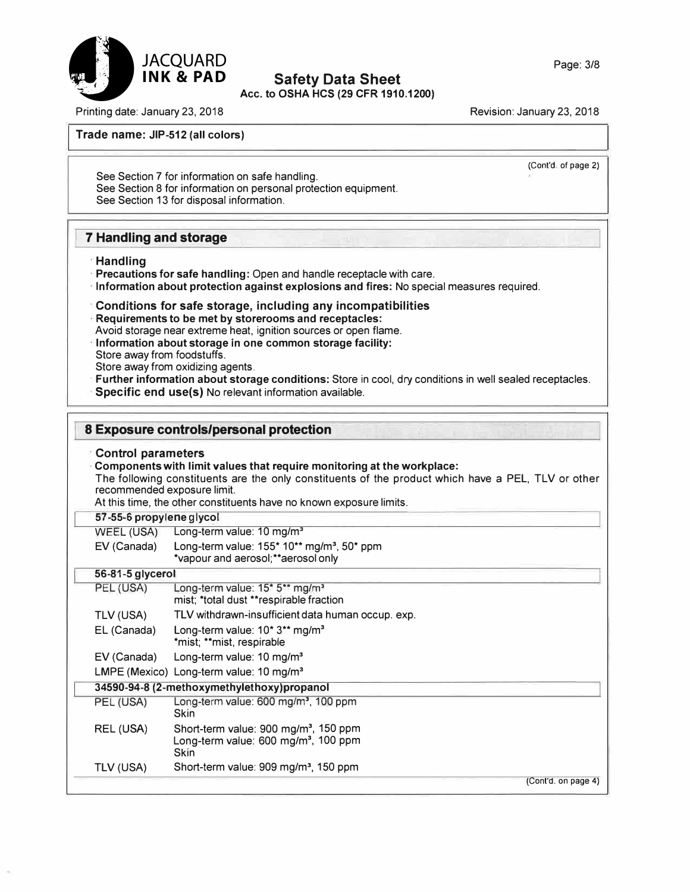**Trade name: JIP-512 (all colors)**

(Cont'd. of page 2)

See Section 7 for information on safe handling.
See Section 8 for information on personal protection equipment.
See Section 13 for disposal information.

## 7 Handling and storage

### Handling

- **Precautions for safe handling:** Open and handle receptacle with care.
- **Information about protection against explosions and fires:** No special measures required.

### Conditions for safe storage, including any incompatibilities

- **Requirements to be met by storerooms and receptacles:**
  Avoid storage near extreme heat, ignition sources or open flame.
- **Information about storage in one common storage facility:**
  Store away from foodstuffs.
  Store away from oxidizing agents.
- **Further information about storage conditions:** Store in cool, dry conditions in well sealed receptacles.
- **Specific end use(s)** No relevant information available.

## 8 Exposure controls/personal protection

### Control parameters

- **Components with limit values that require monitoring at the workplace:**
  The following constituents are the only constituents of the product which have a PEL, TLV or other recommended exposure limit.
  At this time, the other constituents have no known exposure limits.

| 57-55-6 propylene glycol | |
|---|---|
| WEEL (USA) | Long-term value: 10 mg/m³ |
| EV (Canada) | Long-term value: 155* 10** mg/m³, 50* ppm<br>*vapour and aerosol;**aerosol only |
| **56-81-5 glycerol** | |
| PEL (USA) | Long-term value: 15* 5** mg/m³<br>mist; *total dust **respirable fraction |
| TLV (USA) | TLV withdrawn-insufficient data human occup. exp. |
| EL (Canada) | Long-term value: 10* 3** mg/m³<br>*mist; **mist, respirable |
| EV (Canada) | Long-term value: 10 mg/m³ |
| LMPE (Mexico) | Long-term value: 10 mg/m³ |
| **34590-94-8 (2-methoxymethylethoxy)propanol** | |
| PEL (USA) | Long-term value: 600 mg/m³, 100 ppm<br>Skin |
| REL (USA) | Short-term value: 900 mg/m³, 150 ppm<br>Long-term value: 600 mg/m³, 100 ppm<br>Skin |
| TLV (USA) | Short-term value: 909 mg/m³, 150 ppm |

(Cont'd. on page 4)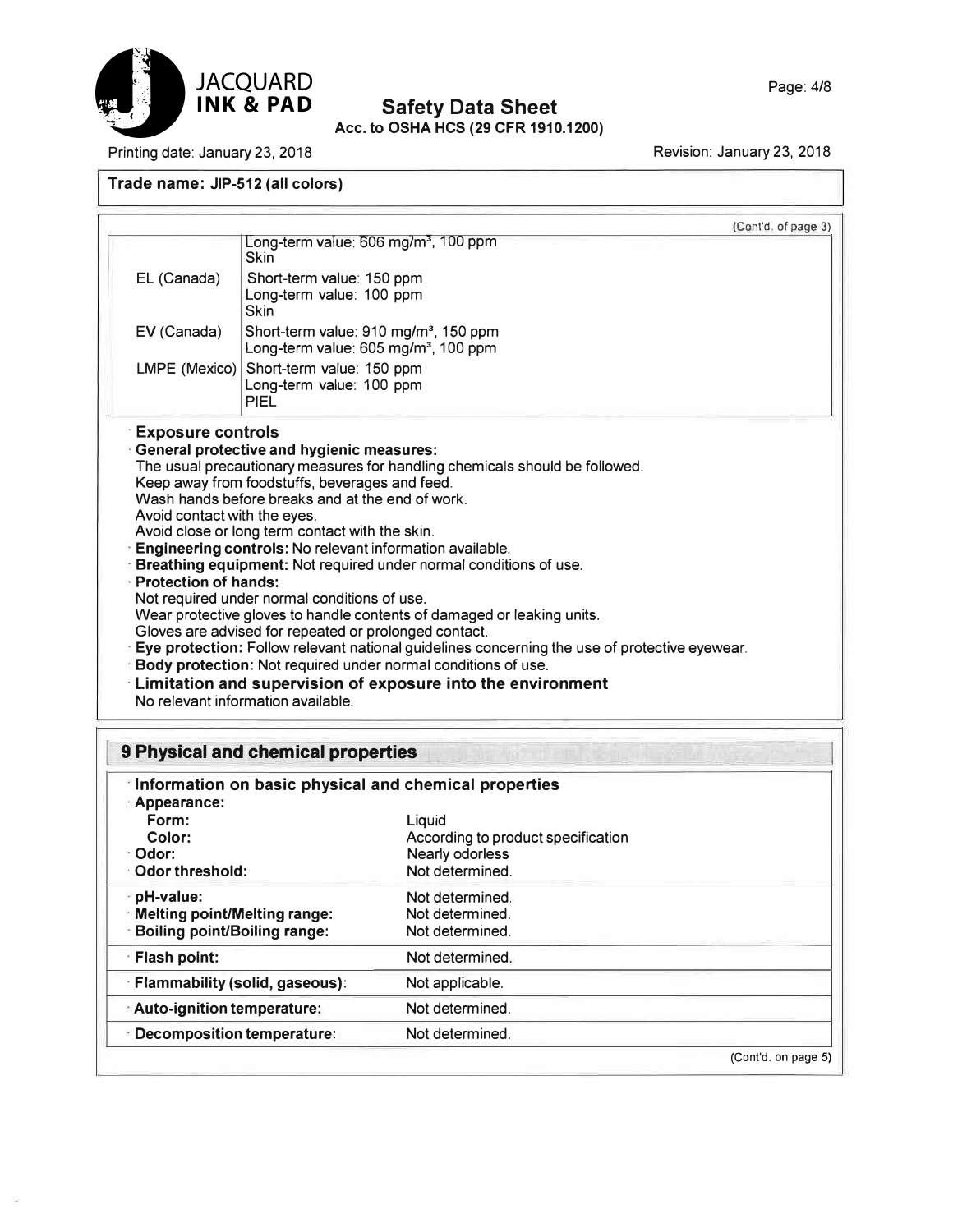**Trade name: JIP-512 (all colors)**

(Cont'd. of page 3)

| | |
|---|---|
| | Long-term value: 606 mg/m³, 100 ppm<br>Skin |
| EL (Canada) | Short-term value: 150 ppm<br>Long-term value: 100 ppm<br>Skin |
| EV (Canada) | Short-term value: 910 mg/m³, 150 ppm<br>Long-term value: 605 mg/m³, 100 ppm |
| LMPE (Mexico) | Short-term value: 150 ppm<br>Long-term value: 100 ppm<br>PIEL |

### Exposure controls

**General protective and hygienic measures:**
The usual precautionary measures for handling chemicals should be followed.
Keep away from foodstuffs, beverages and feed.
Wash hands before breaks and at the end of work.
Avoid contact with the eyes.
Avoid close or long term contact with the skin.

**Engineering controls:** No relevant information available.

**Breathing equipment:** Not required under normal conditions of use.

**Protection of hands:**
Not required under normal conditions of use.
Wear protective gloves to handle contents of damaged or leaking units.
Gloves are advised for repeated or prolonged contact.

**Eye protection:** Follow relevant national guidelines concerning the use of protective eyewear.

**Body protection:** Not required under normal conditions of use.

### Limitation and supervision of exposure into the environment

No relevant information available.

## 9 Physical and chemical properties

### Information on basic physical and chemical properties

| | |
|---|---|
| **Appearance:** | |
| **Form:** | Liquid |
| **Color:** | According to product specification |
| **Odor:** | Nearly odorless |
| **Odor threshold:** | Not determined. |
| **pH-value:** | Not determined. |
| **Melting point/Melting range:** | Not determined. |
| **Boiling point/Boiling range:** | Not determined. |
| **Flash point:** | Not determined. |
| **Flammability (solid, gaseous):** | Not applicable. |
| **Auto-ignition temperature:** | Not determined. |
| **Decomposition temperature:** | Not determined. |

(Cont'd. on page 5)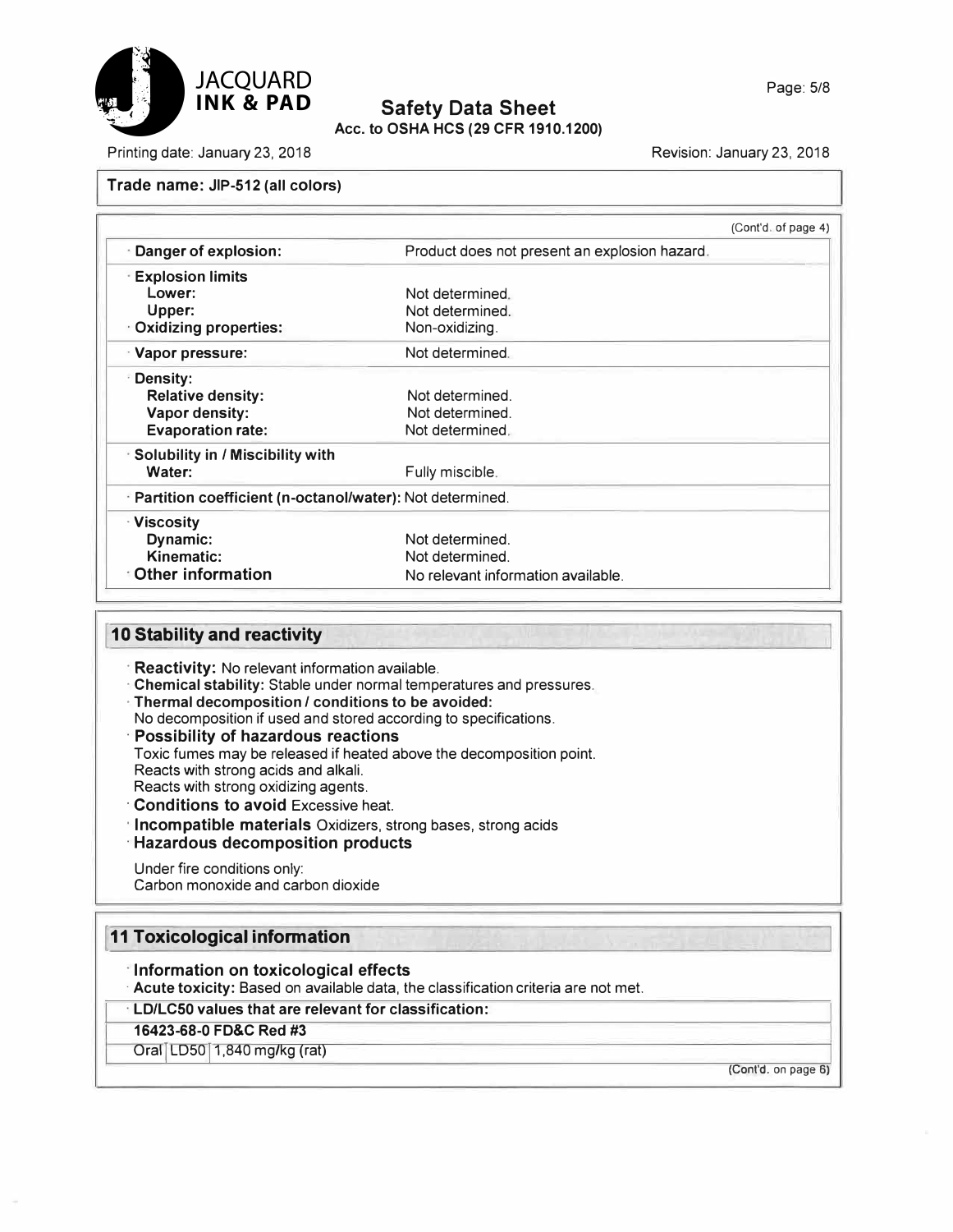Trade name: JIP-512 (all colors)

(Cont'd. of page 4)

| | |
|---|---|
| · **Danger of explosion:** | Product does not present an explosion hazard. |
| · **Explosion limits** | |
| **Lower:** | Not determined. |
| **Upper:** | Not determined. |
| · **Oxidizing properties:** | Non-oxidizing. |
| · **Vapor pressure:** | Not determined. |
| · **Density:** | |
| **Relative density:** | Not determined. |
| **Vapor density:** | Not determined. |
| **Evaporation rate:** | Not determined. |
| · **Solubility in / Miscibility with** | |
| **Water:** | Fully miscible. |
| · **Partition coefficient (n-octanol/water):** | Not determined. |
| · **Viscosity** | |
| **Dynamic:** | Not determined. |
| **Kinematic:** | Not determined. |
| · **Other information** | No relevant information available. |

## 10 Stability and reactivity

· **Reactivity:** No relevant information available.
· **Chemical stability:** Stable under normal temperatures and pressures.
· **Thermal decomposition / conditions to be avoided:**
No decomposition if used and stored according to specifications.
· **Possibility of hazardous reactions**
Toxic fumes may be released if heated above the decomposition point.
Reacts with strong acids and alkali.
Reacts with strong oxidizing agents.
· **Conditions to avoid** Excessive heat.
· **Incompatible materials** Oxidizers, strong bases, strong acids
· **Hazardous decomposition products**

Under fire conditions only:
Carbon monoxide and carbon dioxide

## 11 Toxicological information

· **Information on toxicological effects**
· **Acute toxicity:** Based on available data, the classification criteria are not met.

| · **LD/LC50 values that are relevant for classification:** | | |
|---|---|---|
| **16423-68-0 FD&C Red #3** | | |
| Oral | LD50 | 1,840 mg/kg (rat) |

(Cont'd. on page 6)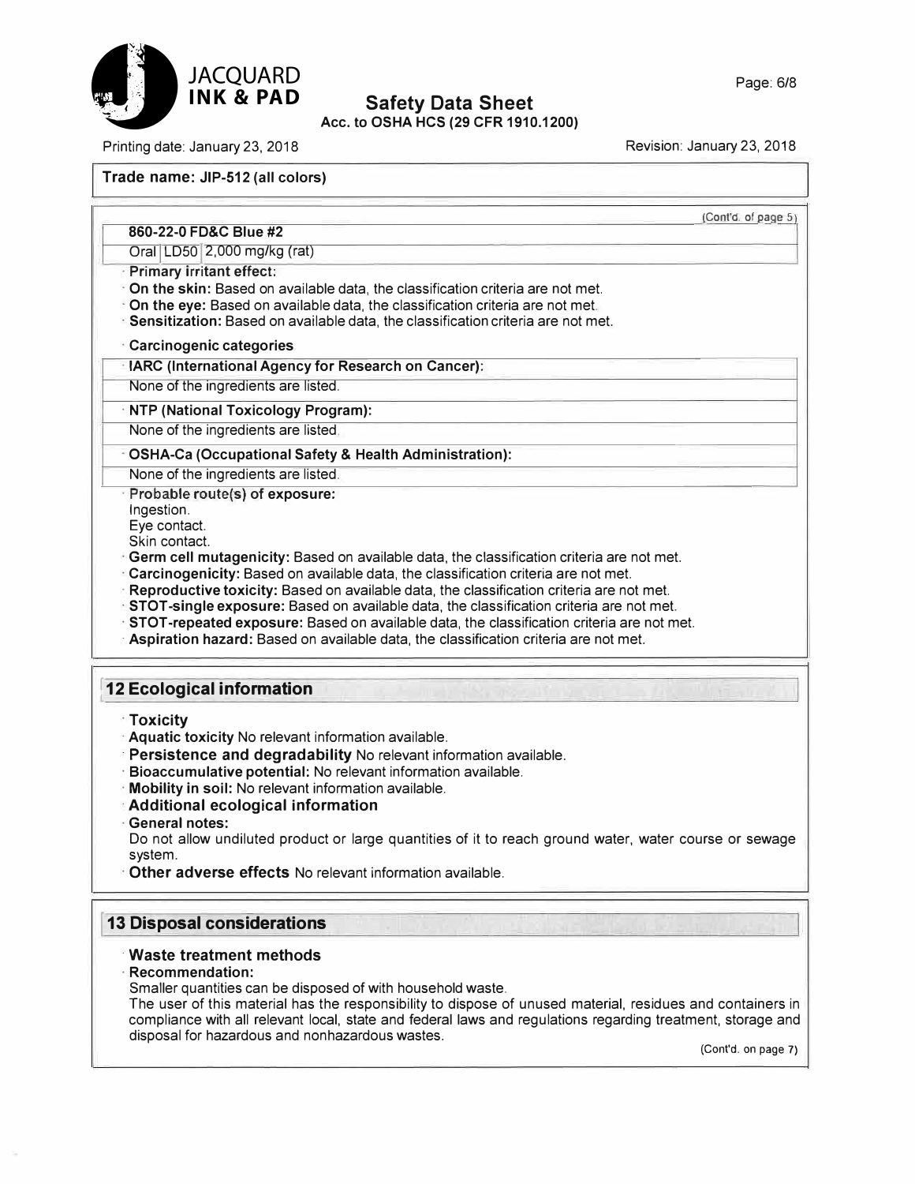**Trade name: JIP-512 (all colors)**

(Cont'd. of page 5)

| 860-22-0 FD&C Blue #2 | | |
|---|---|---|
| Oral | LD50 | 2,000 mg/kg (rat) |

- **Primary irritant effect:**
- **On the skin:** Based on available data, the classification criteria are not met.
- **On the eye:** Based on available data, the classification criteria are not met.
- **Sensitization:** Based on available data, the classification criteria are not met.
- **Carcinogenic categories**

| IARC (International Agency for Research on Cancer): |
|---|
| None of the ingredients are listed. |

| NTP (National Toxicology Program): |
|---|
| None of the ingredients are listed. |

| OSHA-Ca (Occupational Safety & Health Administration): |
|---|
| None of the ingredients are listed. |

- **Probable route(s) of exposure:**
  Ingestion.
  Eye contact.
  Skin contact.
- **Germ cell mutagenicity:** Based on available data, the classification criteria are not met.
- **Carcinogenicity:** Based on available data, the classification criteria are not met.
- **Reproductive toxicity:** Based on available data, the classification criteria are not met.
- **STOT-single exposure:** Based on available data, the classification criteria are not met.
- **STOT-repeated exposure:** Based on available data, the classification criteria are not met.
- **Aspiration hazard:** Based on available data, the classification criteria are not met.

## 12 Ecological information

- **Toxicity**
- **Aquatic toxicity** No relevant information available.
- **Persistence and degradability** No relevant information available.
- **Bioaccumulative potential:** No relevant information available.
- **Mobility in soil:** No relevant information available.
- **Additional ecological information**
- **General notes:**
  Do not allow undiluted product or large quantities of it to reach ground water, water course or sewage system.
- **Other adverse effects** No relevant information available.

## 13 Disposal considerations

- **Waste treatment methods**
- **Recommendation:**
  Smaller quantities can be disposed of with household waste.
  The user of this material has the responsibility to dispose of unused material, residues and containers in compliance with all relevant local, state and federal laws and regulations regarding treatment, storage and disposal for hazardous and nonhazardous wastes.

(Cont'd. on page 7)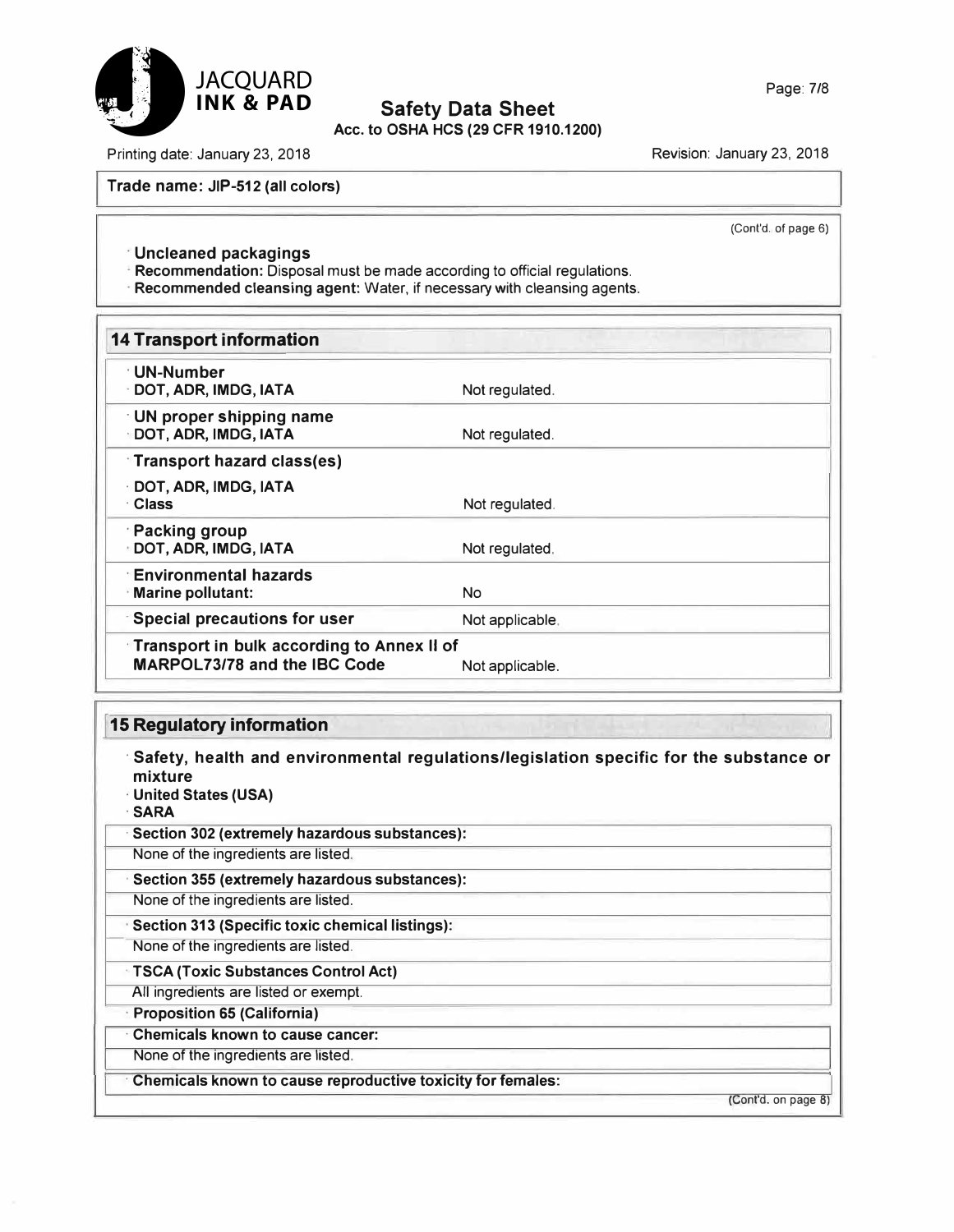Trade name: JIP-512 (all colors)

(Cont'd. of page 6)

**Uncleaned packagings**

**Recommendation:** Disposal must be made according to official regulations.

**Recommended cleansing agent:** Water, if necessary with cleansing agents.

## 14 Transport information

| | |
|---|---|
| **UN-Number** | |
| **DOT, ADR, IMDG, IATA** | Not regulated. |
| **UN proper shipping name** | |
| **DOT, ADR, IMDG, IATA** | Not regulated. |
| **Transport hazard class(es)** | |
| **DOT, ADR, IMDG, IATA** | |
| **Class** | Not regulated. |
| **Packing group** | |
| **DOT, ADR, IMDG, IATA** | Not regulated. |
| **Environmental hazards** | |
| **Marine pollutant:** | No |
| **Special precautions for user** | Not applicable. |
| **Transport in bulk according to Annex II of MARPOL73/78 and the IBC Code** | Not applicable. |

## 15 Regulatory information

**Safety, health and environmental regulations/legislation specific for the substance or mixture**

**United States (USA)**

**SARA**

**Section 302 (extremely hazardous substances):**

None of the ingredients are listed.

**Section 355 (extremely hazardous substances):**

None of the ingredients are listed.

**Section 313 (Specific toxic chemical listings):**

None of the ingredients are listed.

**TSCA (Toxic Substances Control Act)**

All ingredients are listed or exempt.

**Proposition 65 (California)**

**Chemicals known to cause cancer:**

None of the ingredients are listed.

**Chemicals known to cause reproductive toxicity for females:**

(Cont'd. on page 8)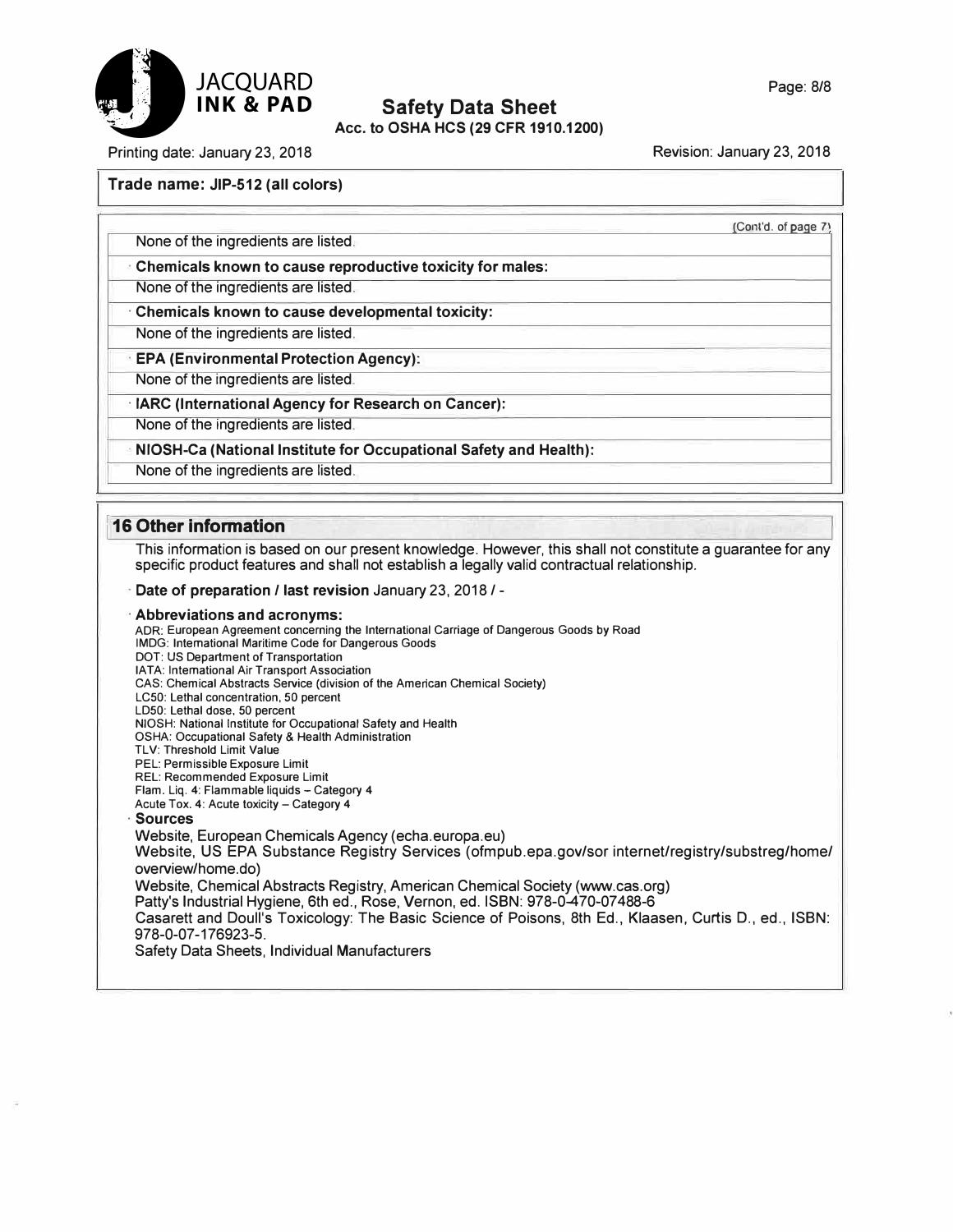(Cont'd. of page 7)

None of the ingredients are listed.

**Chemicals known to cause reproductive toxicity for males:**

None of the ingredients are listed.

**Chemicals known to cause developmental toxicity:**

None of the ingredients are listed.

**EPA (Environmental Protection Agency):**

None of the ingredients are listed.

**IARC (International Agency for Research on Cancer):**

None of the ingredients are listed.

**NIOSH-Ca (National Institute for Occupational Safety and Health):**

None of the ingredients are listed.

## 16 Other information

This information is based on our present knowledge. However, this shall not constitute a guarantee for any specific product features and shall not establish a legally valid contractual relationship.

**Date of preparation / last revision** January 23, 2018 / -

**Abbreviations and acronyms:**

ADR: European Agreement concerning the International Carriage of Dangerous Goods by Road
IMDG: International Maritime Code for Dangerous Goods
DOT: US Department of Transportation
IATA: International Air Transport Association
CAS: Chemical Abstracts Service (division of the American Chemical Society)
LC50: Lethal concentration, 50 percent
LD50: Lethal dose, 50 percent
NIOSH: National Institute for Occupational Safety and Health
OSHA: Occupational Safety & Health Administration
TLV: Threshold Limit Value
PEL: Permissible Exposure Limit
REL: Recommended Exposure Limit
Flam. Liq. 4: Flammable liquids – Category 4
Acute Tox. 4: Acute toxicity – Category 4

**Sources**

Website, European Chemicals Agency (echa.europa.eu)
Website, US EPA Substance Registry Services (ofmpub.epa.gov/sor internet/registry/substreg/home/overview/home.do)
Website, Chemical Abstracts Registry, American Chemical Society (www.cas.org)
Patty's Industrial Hygiene, 6th ed., Rose, Vernon, ed. ISBN: 978-0-470-07488-6
Casarett and Doull's Toxicology: The Basic Science of Poisons, 8th Ed., Klaasen, Curtis D., ed., ISBN: 978-0-07-176923-5.
Safety Data Sheets, Individual Manufacturers